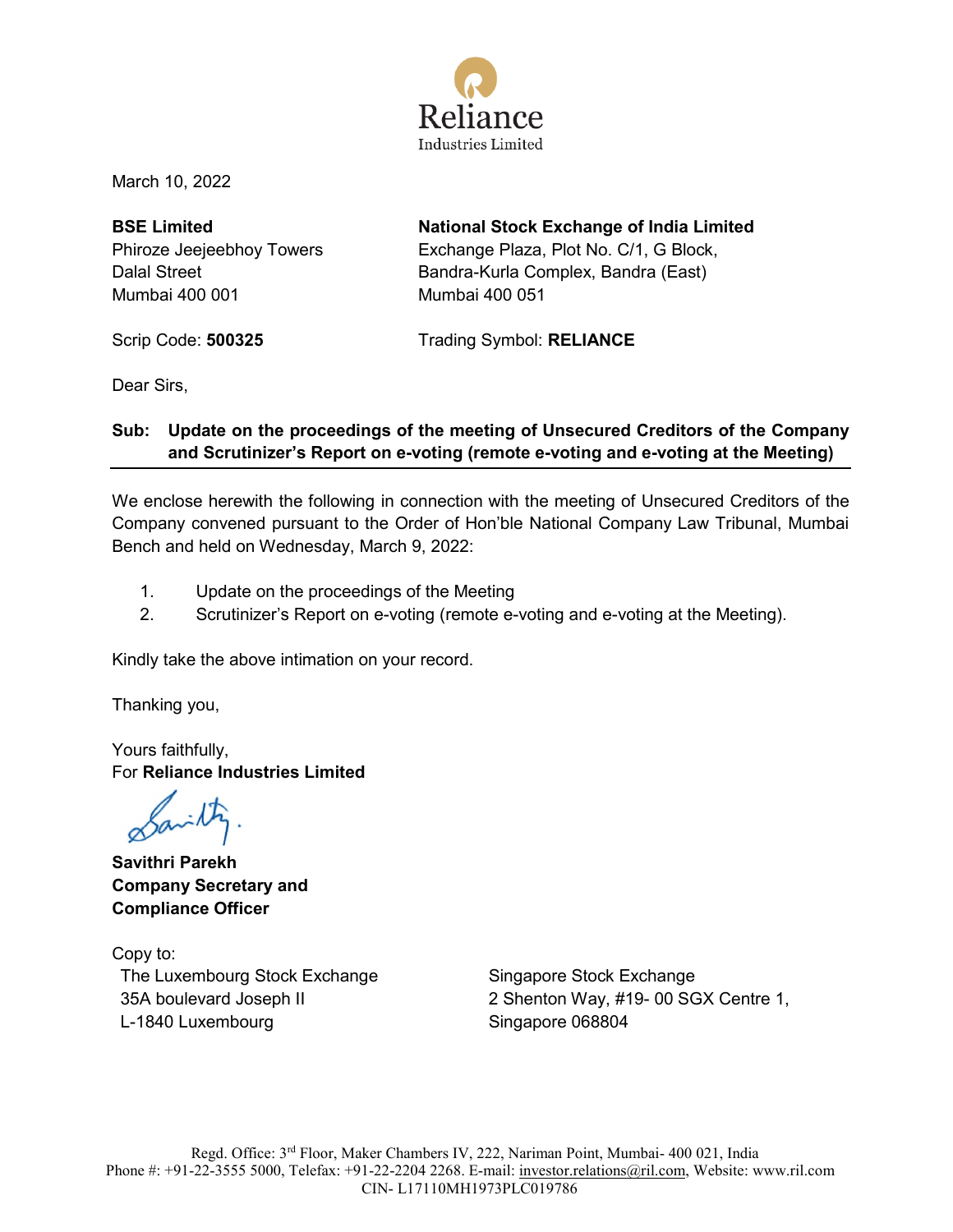Reliance
Industries Limited

March 10, 2022

**BSE Limited**
Phiroze Jeejeebhoy Towers
Dalal Street
Mumbai 400 001

Scrip Code: **500325**

**National Stock Exchange of India Limited**
Exchange Plaza, Plot No. C/1, G Block,
Bandra-Kurla Complex, Bandra (East)
Mumbai 400 051

Trading Symbol: **RELIANCE**

Dear Sirs,

**Sub: Update on the proceedings of the meeting of Unsecured Creditors of the Company and Scrutinizer's Report on e-voting (remote e-voting and e-voting at the Meeting)**

We enclose herewith the following in connection with the meeting of Unsecured Creditors of the Company convened pursuant to the Order of Hon'ble National Company Law Tribunal, Mumbai Bench and held on Wednesday, March 9, 2022:

1. Update on the proceedings of the Meeting
2. Scrutinizer's Report on e-voting (remote e-voting and e-voting at the Meeting).

Kindly take the above intimation on your record.

Thanking you,

Yours faithfully,
For **Reliance Industries Limited**

**Savithri Parekh**
**Company Secretary and**
**Compliance Officer**

Copy to:

The Luxembourg Stock Exchange
35A boulevard Joseph II
L-1840 Luxembourg

Singapore Stock Exchange
2 Shenton Way, #19- 00 SGX Centre 1,
Singapore 068804

Regd. Office: 3rd Floor, Maker Chambers IV, 222, Nariman Point, Mumbai- 400 021, India
Phone #: +91-22-3555 5000, Telefax: +91-22-2204 2268. E-mail: investor.relations@ril.com, Website: www.ril.com
CIN- L17110MH1973PLC019786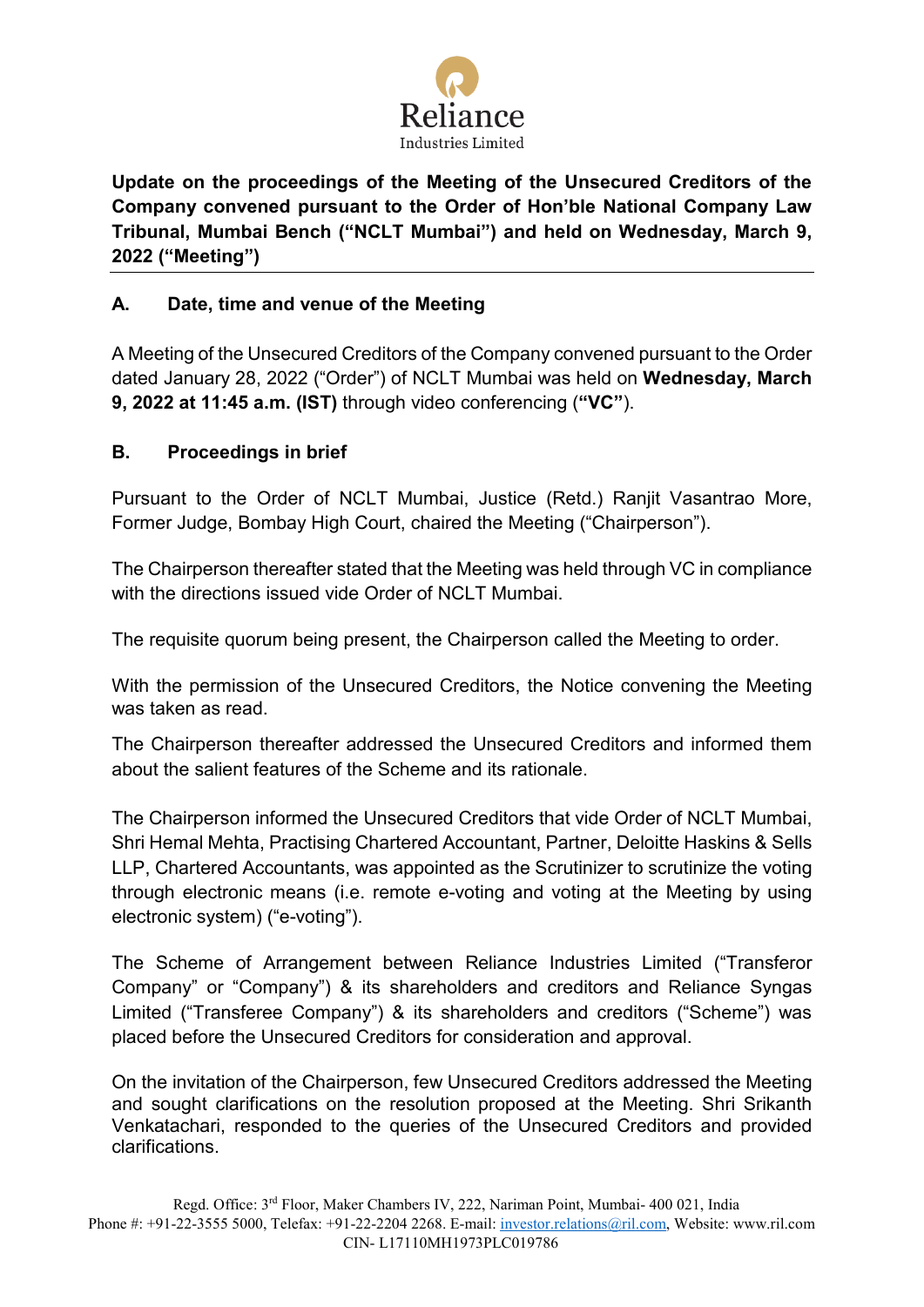**Update on the proceedings of the Meeting of the Unsecured Creditors of the Company convened pursuant to the Order of Hon'ble National Company Law Tribunal, Mumbai Bench ("NCLT Mumbai") and held on Wednesday, March 9, 2022 ("Meeting")**

---

## A. Date, time and venue of the Meeting

A Meeting of the Unsecured Creditors of the Company convened pursuant to the Order dated January 28, 2022 ("Order") of NCLT Mumbai was held on **Wednesday, March 9, 2022 at 11:45 a.m. (IST)** through video conferencing (**"VC"**).

## B. Proceedings in brief

Pursuant to the Order of NCLT Mumbai, Justice (Retd.) Ranjit Vasantrao More, Former Judge, Bombay High Court, chaired the Meeting ("Chairperson").

The Chairperson thereafter stated that the Meeting was held through VC in compliance with the directions issued vide Order of NCLT Mumbai.

The requisite quorum being present, the Chairperson called the Meeting to order.

With the permission of the Unsecured Creditors, the Notice convening the Meeting was taken as read.

The Chairperson thereafter addressed the Unsecured Creditors and informed them about the salient features of the Scheme and its rationale.

The Chairperson informed the Unsecured Creditors that vide Order of NCLT Mumbai, Shri Hemal Mehta, Practising Chartered Accountant, Partner, Deloitte Haskins & Sells LLP, Chartered Accountants, was appointed as the Scrutinizer to scrutinize the voting through electronic means (i.e. remote e-voting and voting at the Meeting by using electronic system) ("e-voting").

The Scheme of Arrangement between Reliance Industries Limited ("Transferor Company" or "Company") & its shareholders and creditors and Reliance Syngas Limited ("Transferee Company") & its shareholders and creditors ("Scheme") was placed before the Unsecured Creditors for consideration and approval.

On the invitation of the Chairperson, few Unsecured Creditors addressed the Meeting and sought clarifications on the resolution proposed at the Meeting. Shri Srikanth Venkatachari, responded to the queries of the Unsecured Creditors and provided clarifications.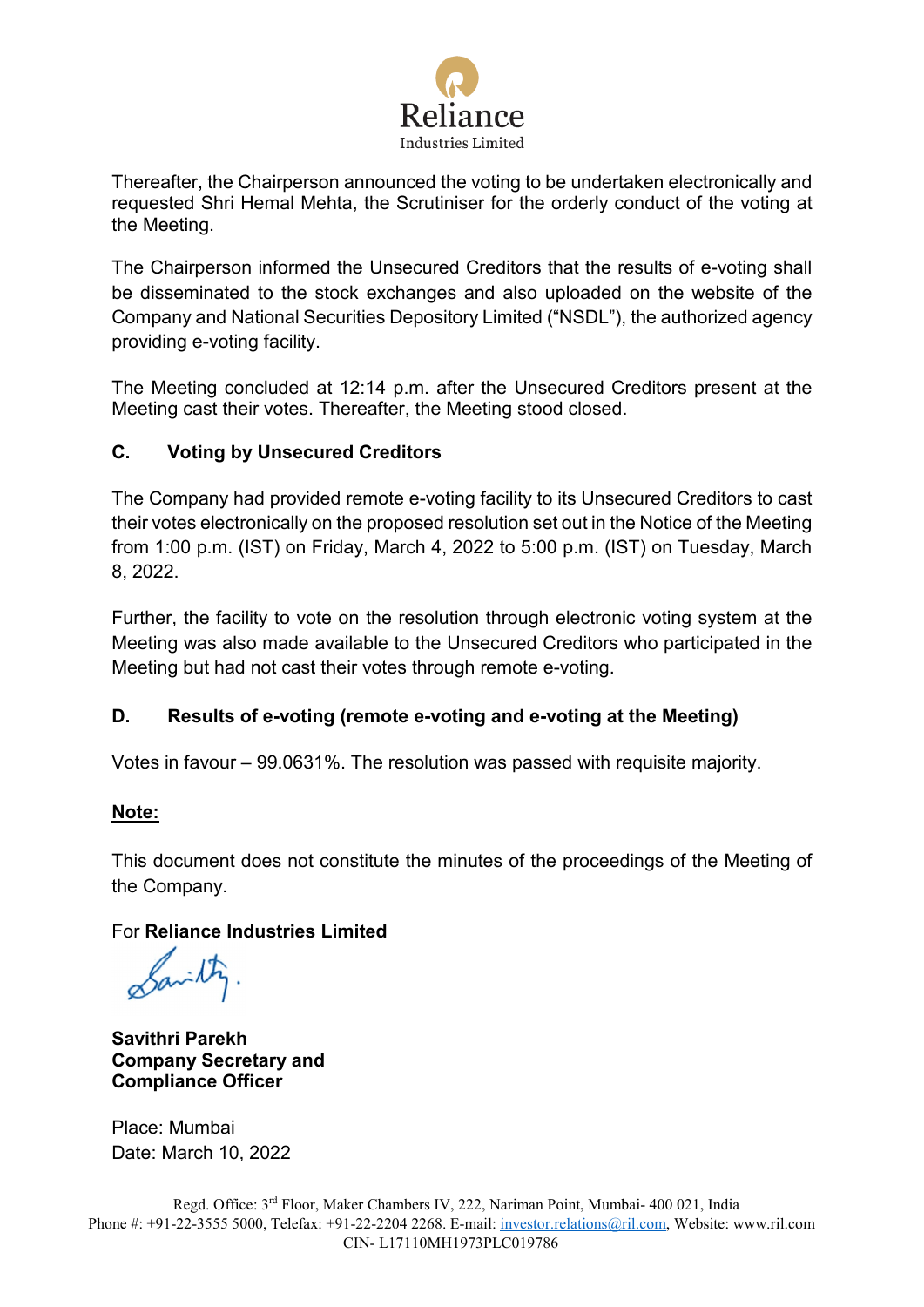Thereafter, the Chairperson announced the voting to be undertaken electronically and requested Shri Hemal Mehta, the Scrutiniser for the orderly conduct of the voting at the Meeting.

The Chairperson informed the Unsecured Creditors that the results of e-voting shall be disseminated to the stock exchanges and also uploaded on the website of the Company and National Securities Depository Limited ("NSDL"), the authorized agency providing e-voting facility.

The Meeting concluded at 12:14 p.m. after the Unsecured Creditors present at the Meeting cast their votes. Thereafter, the Meeting stood closed.

### C. Voting by Unsecured Creditors

The Company had provided remote e-voting facility to its Unsecured Creditors to cast their votes electronically on the proposed resolution set out in the Notice of the Meeting from 1:00 p.m. (IST) on Friday, March 4, 2022 to 5:00 p.m. (IST) on Tuesday, March 8, 2022.

Further, the facility to vote on the resolution through electronic voting system at the Meeting was also made available to the Unsecured Creditors who participated in the Meeting but had not cast their votes through remote e-voting.

### D. Results of e-voting (remote e-voting and e-voting at the Meeting)

Votes in favour – 99.0631%. The resolution was passed with requisite majority.

**Note:**

This document does not constitute the minutes of the proceedings of the Meeting of the Company.

For **Reliance Industries Limited**

**Savithri Parekh**
**Company Secretary and**
**Compliance Officer**

Place: Mumbai
Date: March 10, 2022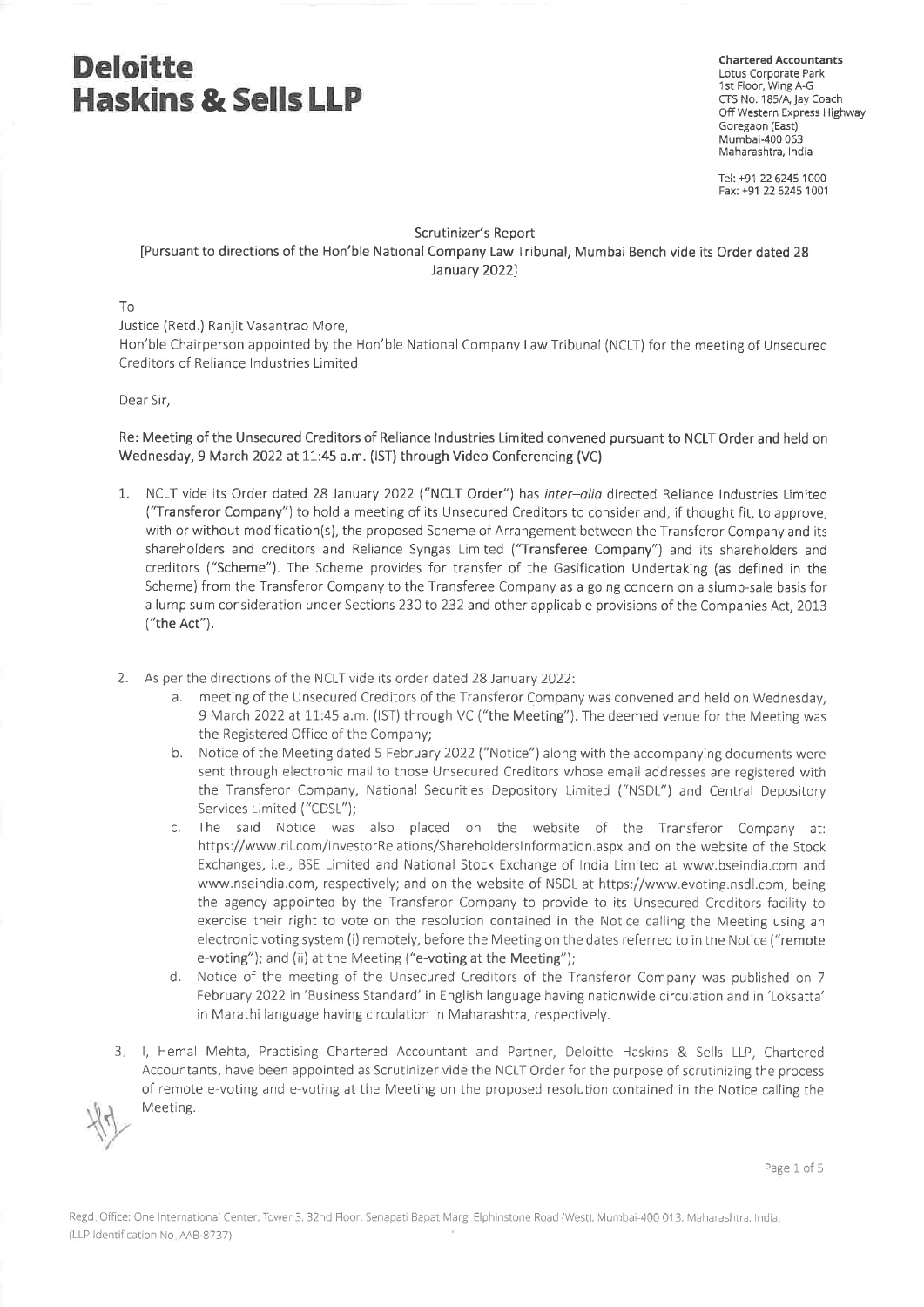# Deloitte Haskins & Sells LLP

**Chartered Accountants**
Lotus Corporate Park
1st Floor, Wing A-G
CTS No. 185/A, Jay Coach
Off Western Express Highway
Goregaon (East)
Mumbai-400 063
Maharashtra, India

Tel: +91 22 6245 1000
Fax: +91 22 6245 1001

Scrutinizer's Report
[Pursuant to directions of the Hon'ble National Company Law Tribunal, Mumbai Bench vide its Order dated 28 January 2022]

To
Justice (Retd.) Ranjit Vasantrao More,
Hon'ble Chairperson appointed by the Hon'ble National Company Law Tribunal (NCLT) for the meeting of Unsecured Creditors of Reliance Industries Limited

Dear Sir,

**Re: Meeting of the Unsecured Creditors of Reliance Industries Limited convened pursuant to NCLT Order and held on Wednesday, 9 March 2022 at 11:45 a.m. (IST) through Video Conferencing (VC)**

1. NCLT vide its Order dated 28 January 2022 (**"NCLT Order"**) has *inter–alia* directed Reliance Industries Limited (**"Transferor Company"**) to hold a meeting of its Unsecured Creditors to consider and, if thought fit, to approve, with or without modification(s), the proposed Scheme of Arrangement between the Transferor Company and its shareholders and creditors and Reliance Syngas Limited (**"Transferee Company"**) and its shareholders and creditors (**"Scheme"**). The Scheme provides for transfer of the Gasification Undertaking (as defined in the Scheme) from the Transferor Company to the Transferee Company as a going concern on a slump-sale basis for a lump sum consideration under Sections 230 to 232 and other applicable provisions of the Companies Act, 2013 (**"the Act"**).

2. As per the directions of the NCLT vide its order dated 28 January 2022:
   a. meeting of the Unsecured Creditors of the Transferor Company was convened and held on Wednesday, 9 March 2022 at 11:45 a.m. (IST) through VC (**"the Meeting"**). The deemed venue for the Meeting was the Registered Office of the Company;
   b. Notice of the Meeting dated 5 February 2022 ("Notice") along with the accompanying documents were sent through electronic mail to those Unsecured Creditors whose email addresses are registered with the Transferor Company, National Securities Depository Limited ("NSDL") and Central Depository Services Limited ("CDSL");
   c. The said Notice was also placed on the website of the Transferor Company at: https://www.ril.com/InvestorRelations/ShareholdersInformation.aspx and on the website of the Stock Exchanges, i.e., BSE Limited and National Stock Exchange of India Limited at www.bseindia.com and www.nseindia.com, respectively; and on the website of NSDL at https://www.evoting.nsdl.com, being the agency appointed by the Transferor Company to provide to its Unsecured Creditors facility to exercise their right to vote on the resolution contained in the Notice calling the Meeting using an electronic voting system (i) remotely, before the Meeting on the dates referred to in the Notice (**"remote e-voting"**); and (ii) at the Meeting (**"e-voting at the Meeting"**);
   d. Notice of the meeting of the Unsecured Creditors of the Transferor Company was published on 7 February 2022 in 'Business Standard' in English language having nationwide circulation and in 'Loksatta' in Marathi language having circulation in Maharashtra, respectively.

3. I, Hemal Mehta, Practising Chartered Accountant and Partner, Deloitte Haskins & Sells LLP, Chartered Accountants, have been appointed as Scrutinizer vide the NCLT Order for the purpose of scrutinizing the process of remote e-voting and e-voting at the Meeting on the proposed resolution contained in the Notice calling the Meeting.

Regd. Office: One International Center, Tower 3, 32nd Floor, Senapati Bapat Marg, Elphinstone Road (West), Mumbai-400 013, Maharashtra, India.
(LLP Identification No. AAB-8737)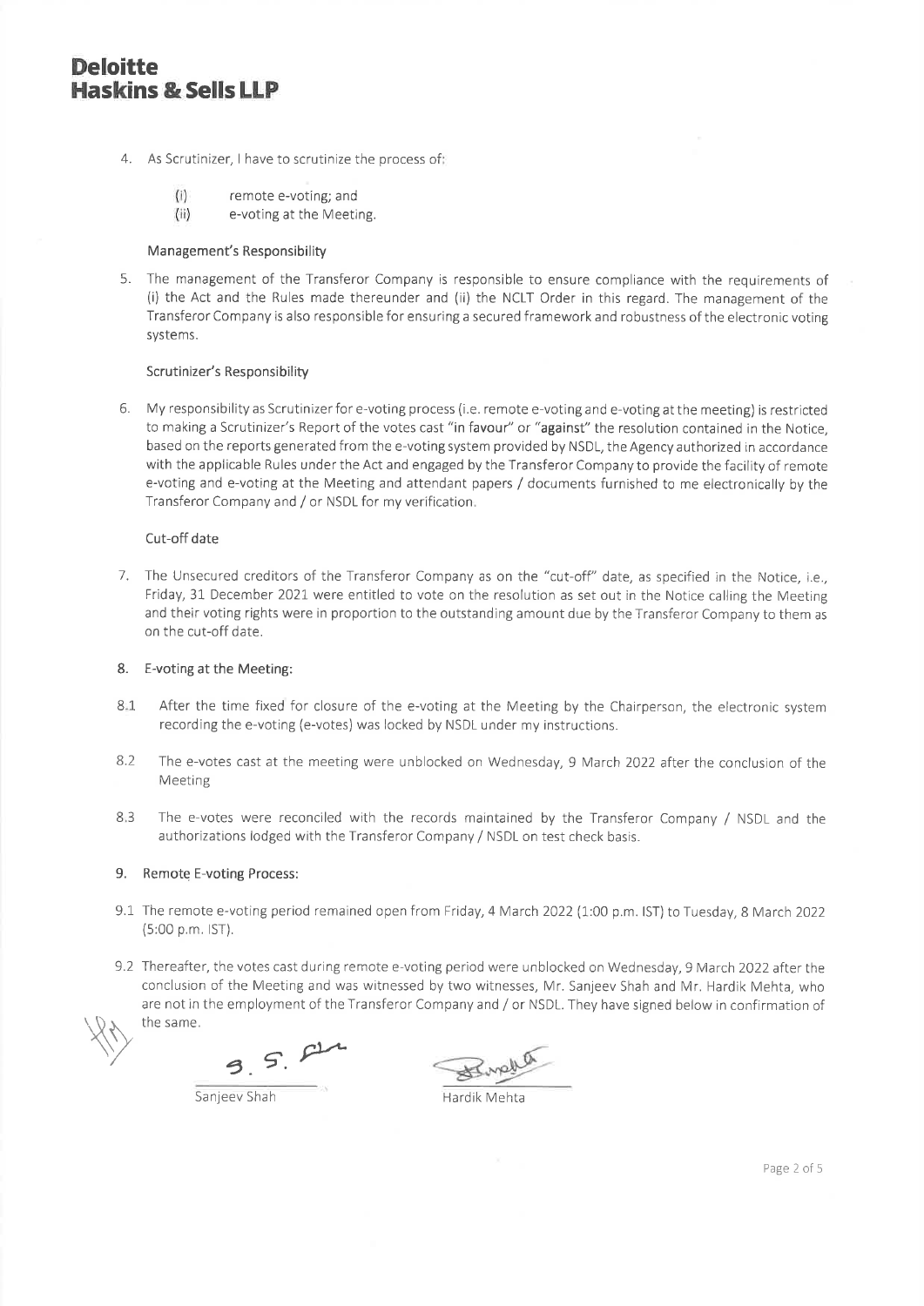**Deloitte Haskins & Sells LLP**

4. As Scrutinizer, I have to scrutinize the process of:

   (i) remote e-voting; and

   (ii) e-voting at the Meeting.

Management's Responsibility

5. The management of the Transferor Company is responsible to ensure compliance with the requirements of (i) the Act and the Rules made thereunder and (ii) the NCLT Order in this regard. The management of the Transferor Company is also responsible for ensuring a secured framework and robustness of the electronic voting systems.

Scrutinizer's Responsibility

6. My responsibility as Scrutinizer for e-voting process (i.e. remote e-voting and e-voting at the meeting) is restricted to making a Scrutinizer's Report of the votes cast "in favour" or "against" the resolution contained in the Notice, based on the reports generated from the e-voting system provided by NSDL, the Agency authorized in accordance with the applicable Rules under the Act and engaged by the Transferor Company to provide the facility of remote e-voting and e-voting at the Meeting and attendant papers / documents furnished to me electronically by the Transferor Company and / or NSDL for my verification.

Cut-off date

7. The Unsecured creditors of the Transferor Company as on the "cut-off" date, as specified in the Notice, i.e., Friday, 31 December 2021 were entitled to vote on the resolution as set out in the Notice calling the Meeting and their voting rights were in proportion to the outstanding amount due by the Transferor Company to them as on the cut-off date.

8. E-voting at the Meeting:

8.1 After the time fixed for closure of the e-voting at the Meeting by the Chairperson, the electronic system recording the e-voting (e-votes) was locked by NSDL under my instructions.

8.2 The e-votes cast at the meeting were unblocked on Wednesday, 9 March 2022 after the conclusion of the Meeting

8.3 The e-votes were reconciled with the records maintained by the Transferor Company / NSDL and the authorizations lodged with the Transferor Company / NSDL on test check basis.

9. Remote E-voting Process:

9.1 The remote e-voting period remained open from Friday, 4 March 2022 (1:00 p.m. IST) to Tuesday, 8 March 2022 (5:00 p.m. IST).

9.2 Thereafter, the votes cast during remote e-voting period were unblocked on Wednesday, 9 March 2022 after the conclusion of the Meeting and was witnessed by two witnesses, Mr. Sanjeev Shah and Mr. Hardik Mehta, who are not in the employment of the Transferor Company and / or NSDL. They have signed below in confirmation of the same.

Sanjeev Shah | Hardik Mehta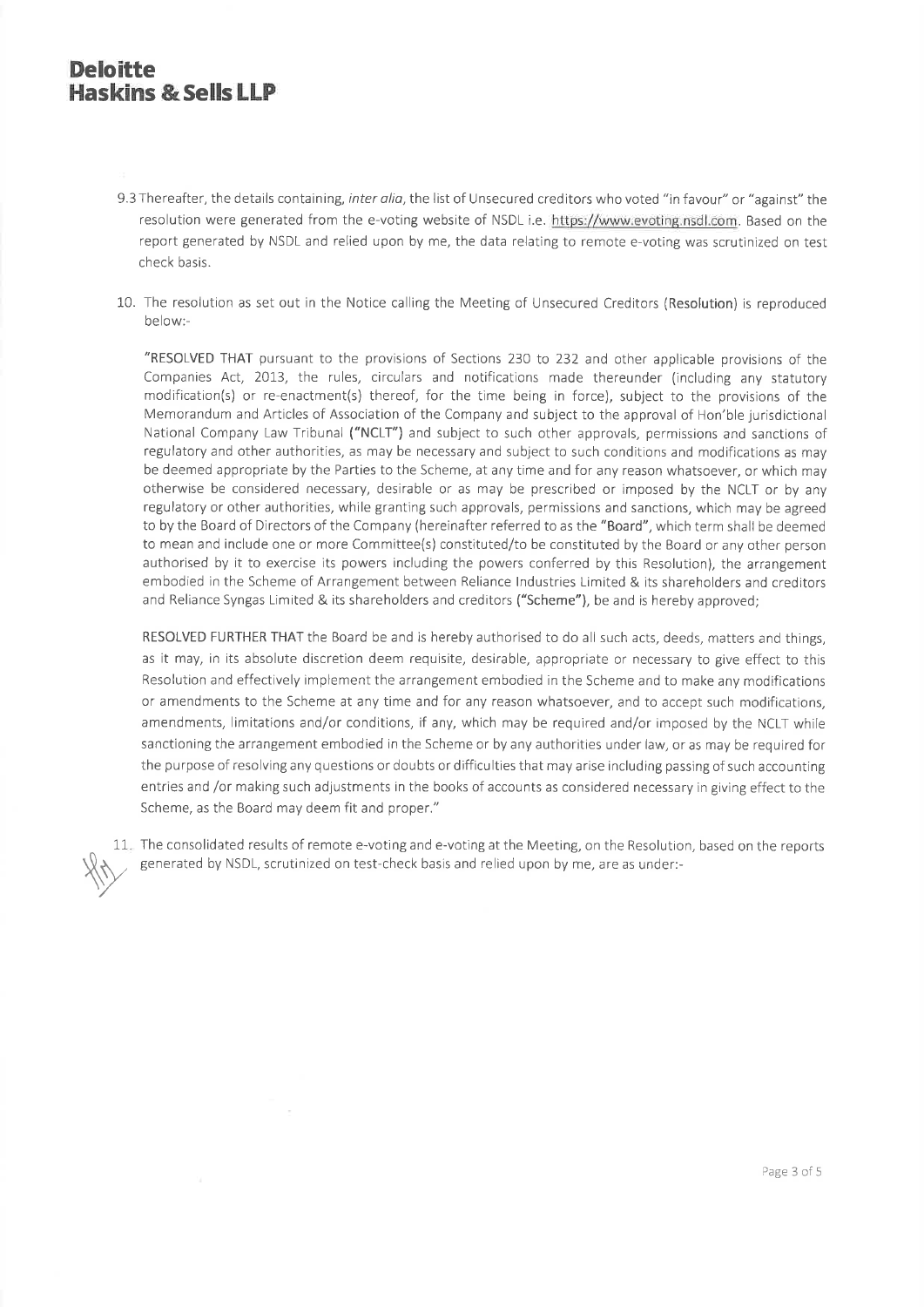9.3 Thereafter, the details containing, *inter alia*, the list of Unsecured creditors who voted "in favour" or "against" the resolution were generated from the e-voting website of NSDL i.e. https://www.evoting.nsdl.com. Based on the report generated by NSDL and relied upon by me, the data relating to remote e-voting was scrutinized on test check basis.

10. The resolution as set out in the Notice calling the Meeting of Unsecured Creditors (**Resolution**) is reproduced below:-

"RESOLVED THAT pursuant to the provisions of Sections 230 to 232 and other applicable provisions of the Companies Act, 2013, the rules, circulars and notifications made thereunder (including any statutory modification(s) or re-enactment(s) thereof, for the time being in force), subject to the provisions of the Memorandum and Articles of Association of the Company and subject to the approval of Hon'ble jurisdictional National Company Law Tribunal (**"NCLT"**) and subject to such other approvals, permissions and sanctions of regulatory and other authorities, as may be necessary and subject to such conditions and modifications as may be deemed appropriate by the Parties to the Scheme, at any time and for any reason whatsoever, or which may otherwise be considered necessary, desirable or as may be prescribed or imposed by the NCLT or by any regulatory or other authorities, while granting such approvals, permissions and sanctions, which may be agreed to by the Board of Directors of the Company (hereinafter referred to as the **"Board"**, which term shall be deemed to mean and include one or more Committee(s) constituted/to be constituted by the Board or any other person authorised by it to exercise its powers including the powers conferred by this Resolution), the arrangement embodied in the Scheme of Arrangement between Reliance Industries Limited & its shareholders and creditors and Reliance Syngas Limited & its shareholders and creditors (**"Scheme"**), be and is hereby approved;

RESOLVED FURTHER THAT the Board be and is hereby authorised to do all such acts, deeds, matters and things, as it may, in its absolute discretion deem requisite, desirable, appropriate or necessary to give effect to this Resolution and effectively implement the arrangement embodied in the Scheme and to make any modifications or amendments to the Scheme at any time and for any reason whatsoever, and to accept such modifications, amendments, limitations and/or conditions, if any, which may be required and/or imposed by the NCLT while sanctioning the arrangement embodied in the Scheme or by any authorities under law, or as may be required for the purpose of resolving any questions or doubts or difficulties that may arise including passing of such accounting entries and /or making such adjustments in the books of accounts as considered necessary in giving effect to the Scheme, as the Board may deem fit and proper."

11. The consolidated results of remote e-voting and e-voting at the Meeting, on the Resolution, based on the reports generated by NSDL, scrutinized on test-check basis and relied upon by me, are as under:-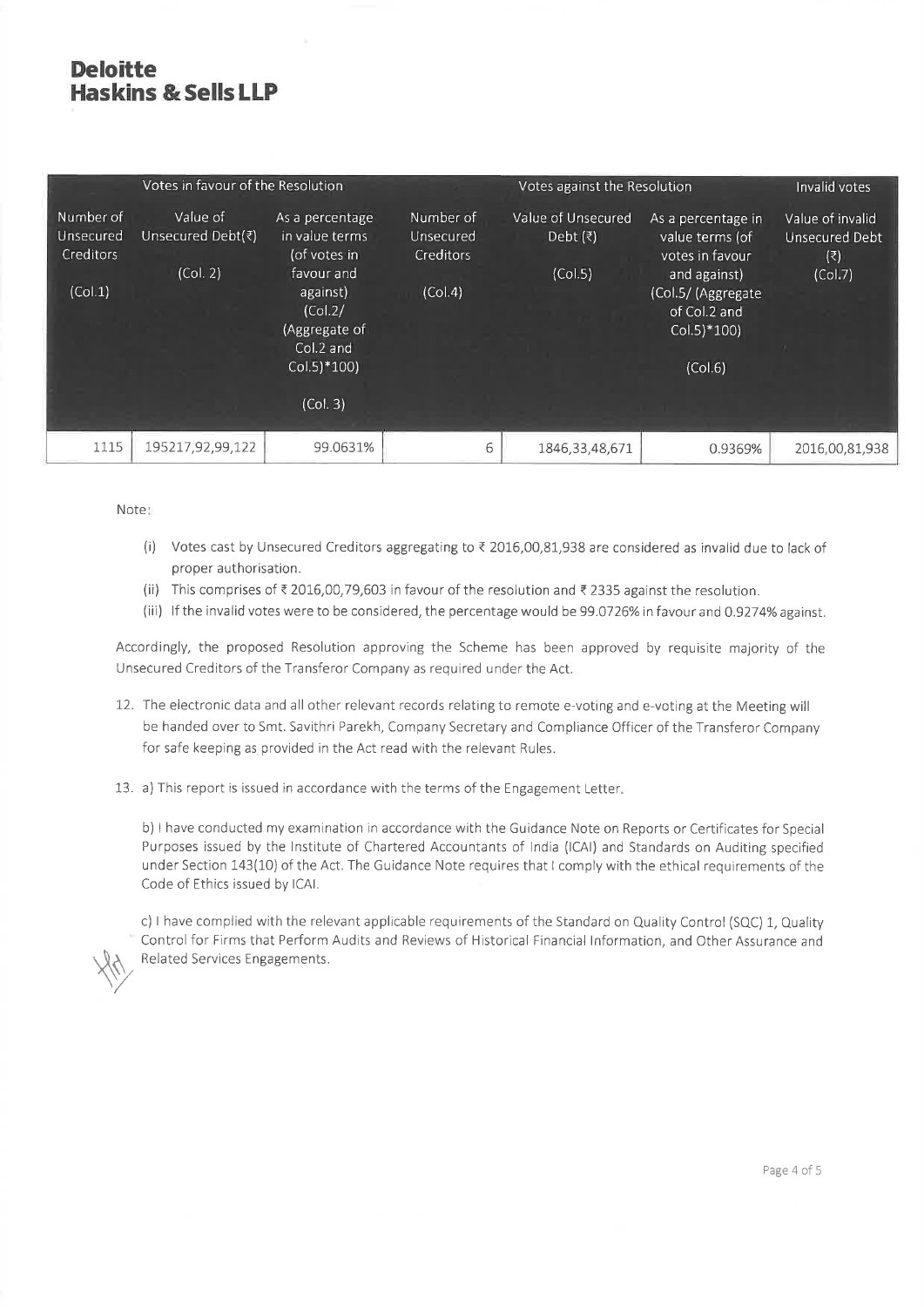**Deloitte Haskins & Sells LLP**

| Votes in favour of the Resolution | | | Votes against the Resolution | | | Invalid votes |
|---|---|---|---|---|---|---|
| Number of Unsecured Creditors (Col.1) | Value of Unsecured Debt(₹) (Col. 2) | As a percentage in value terms (of votes in favour and against) (Col.2/ (Aggregate of Col.2 and Col.5)*100) (Col. 3) | Number of Unsecured Creditors (Col.4) | Value of Unsecured Debt (₹) (Col.5) | As a percentage in value terms (of votes in favour and against) (Col.5/ (Aggregate of Col.2 and Col.5)*100) (Col.6) | Value of invalid Unsecured Debt (₹) (Col.7) |
| 1115 | 195217,92,99,122 | 99.0631% | 6 | 1846,33,48,671 | 0.9369% | 2016,00,81,938 |

Note:

(i) Votes cast by Unsecured Creditors aggregating to ₹ 2016,00,81,938 are considered as invalid due to lack of proper authorisation.

(ii) This comprises of ₹ 2016,00,79,603 in favour of the resolution and ₹ 2335 against the resolution.

(iii) If the invalid votes were to be considered, the percentage would be 99.0726% in favour and 0.9274% against.

Accordingly, the proposed Resolution approving the Scheme has been approved by requisite majority of the Unsecured Creditors of the Transferor Company as required under the Act.

12. The electronic data and all other relevant records relating to remote e-voting and e-voting at the Meeting will be handed over to Smt. Savithri Parekh, Company Secretary and Compliance Officer of the Transferor Company for safe keeping as provided in the Act read with the relevant Rules.

13. a) This report is issued in accordance with the terms of the Engagement Letter.

b) I have conducted my examination in accordance with the Guidance Note on Reports or Certificates for Special Purposes issued by the Institute of Chartered Accountants of India (ICAI) and Standards on Auditing specified under Section 143(10) of the Act. The Guidance Note requires that I comply with the ethical requirements of the Code of Ethics issued by ICAI.

c) I have complied with the relevant applicable requirements of the Standard on Quality Control (SQC) 1, Quality Control for Firms that Perform Audits and Reviews of Historical Financial Information, and Other Assurance and Related Services Engagements.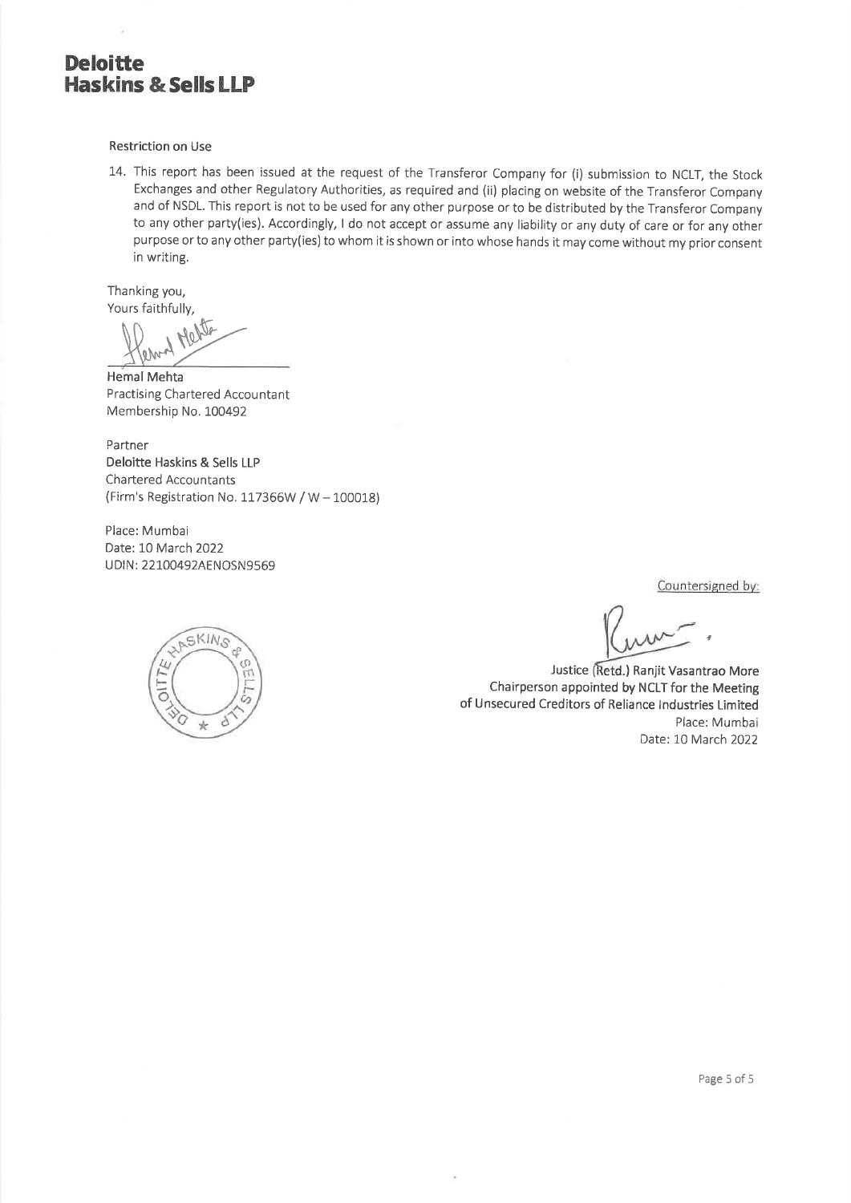**Deloitte Haskins & Sells LLP**

Restriction on Use

14. This report has been issued at the request of the Transferor Company for (i) submission to NCLT, the Stock Exchanges and other Regulatory Authorities, as required and (ii) placing on website of the Transferor Company and of NSDL. This report is not to be used for any other purpose or to be distributed by the Transferor Company to any other party(ies). Accordingly, I do not accept or assume any liability or any duty of care or for any other purpose or to any other party(ies) to whom it is shown or into whose hands it may come without my prior consent in writing.

Thanking you,
Yours faithfully,

**Hemal Mehta**
Practising Chartered Accountant
Membership No. 100492

Partner
**Deloitte Haskins & Sells LLP**
Chartered Accountants
(Firm's Registration No. 117366W / W – 100018)

Place: Mumbai
Date: 10 March 2022
UDIN: 22100492AENOSN9569

Countersigned by:

**Justice (Retd.) Ranjit Vasantrao More**
**Chairperson appointed by NCLT for the Meeting of Unsecured Creditors of Reliance Industries Limited**
Place: Mumbai
Date: 10 March 2022